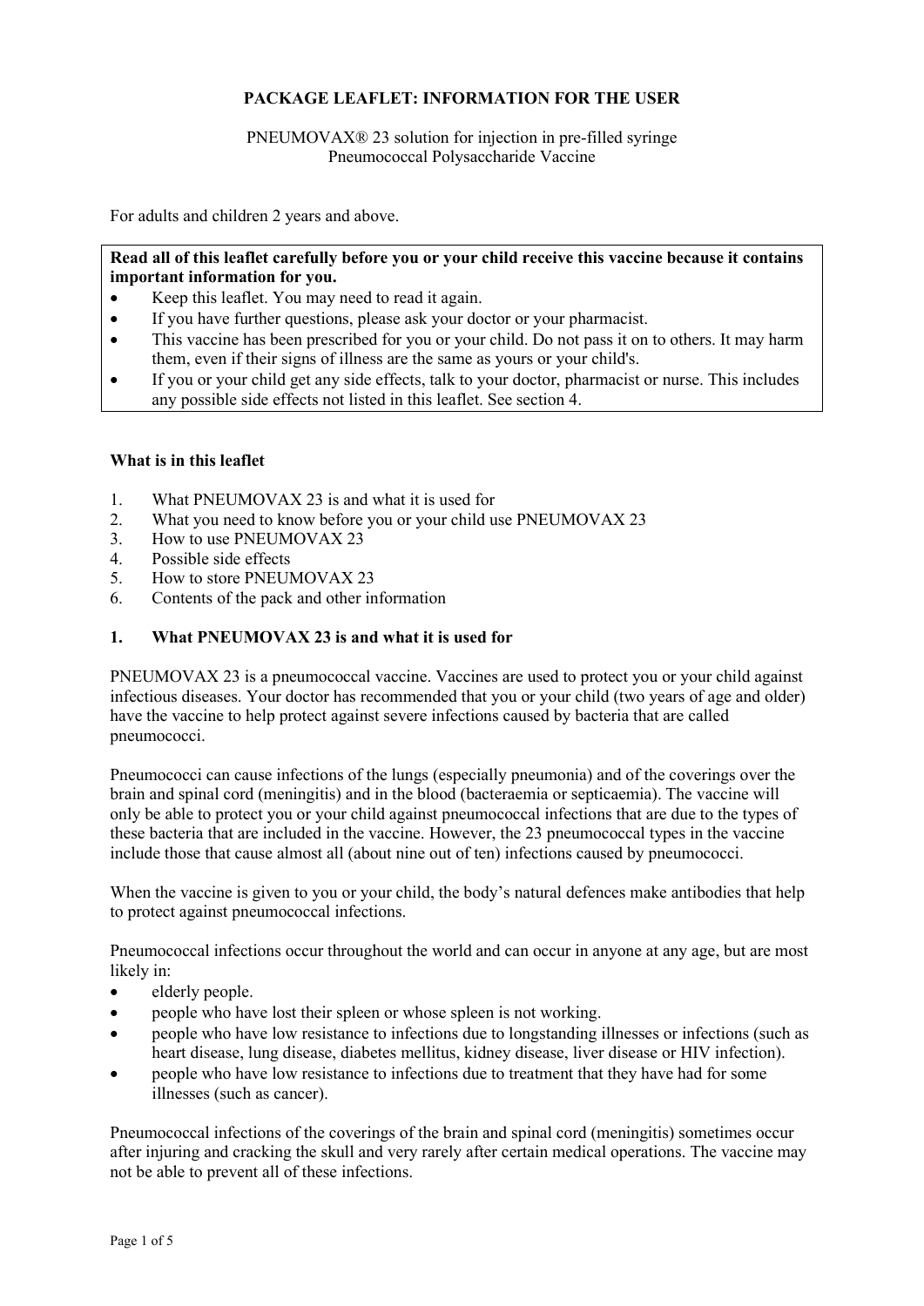**PACKAGE LEAFLET: INFORMATION FOR THE USER**

PNEUMOVAX® 23 solution for injection in pre-filled syringe
Pneumococcal Polysaccharide Vaccine

For adults and children 2 years and above.

**Read all of this leaflet carefully before you or your child receive this vaccine because it contains important information for you.**

- Keep this leaflet. You may need to read it again.
- If you have further questions, please ask your doctor or your pharmacist.
- This vaccine has been prescribed for you or your child. Do not pass it on to others. It may harm them, even if their signs of illness are the same as yours or your child's.
- If you or your child get any side effects, talk to your doctor, pharmacist or nurse. This includes any possible side effects not listed in this leaflet. See section 4.

**What is in this leaflet**

1. What PNEUMOVAX 23 is and what it is used for
2. What you need to know before you or your child use PNEUMOVAX 23
3. How to use PNEUMOVAX 23
4. Possible side effects
5. How to store PNEUMOVAX 23
6. Contents of the pack and other information

## 1. What PNEUMOVAX 23 is and what it is used for

PNEUMOVAX 23 is a pneumococcal vaccine. Vaccines are used to protect you or your child against infectious diseases. Your doctor has recommended that you or your child (two years of age and older) have the vaccine to help protect against severe infections caused by bacteria that are called pneumococci.

Pneumococci can cause infections of the lungs (especially pneumonia) and of the coverings over the brain and spinal cord (meningitis) and in the blood (bacteraemia or septicaemia). The vaccine will only be able to protect you or your child against pneumococcal infections that are due to the types of these bacteria that are included in the vaccine. However, the 23 pneumococcal types in the vaccine include those that cause almost all (about nine out of ten) infections caused by pneumococci.

When the vaccine is given to you or your child, the body's natural defences make antibodies that help to protect against pneumococcal infections.

Pneumococcal infections occur throughout the world and can occur in anyone at any age, but are most likely in:

- elderly people.
- people who have lost their spleen or whose spleen is not working.
- people who have low resistance to infections due to longstanding illnesses or infections (such as heart disease, lung disease, diabetes mellitus, kidney disease, liver disease or HIV infection).
- people who have low resistance to infections due to treatment that they have had for some illnesses (such as cancer).

Pneumococcal infections of the coverings of the brain and spinal cord (meningitis) sometimes occur after injuring and cracking the skull and very rarely after certain medical operations. The vaccine may not be able to prevent all of these infections.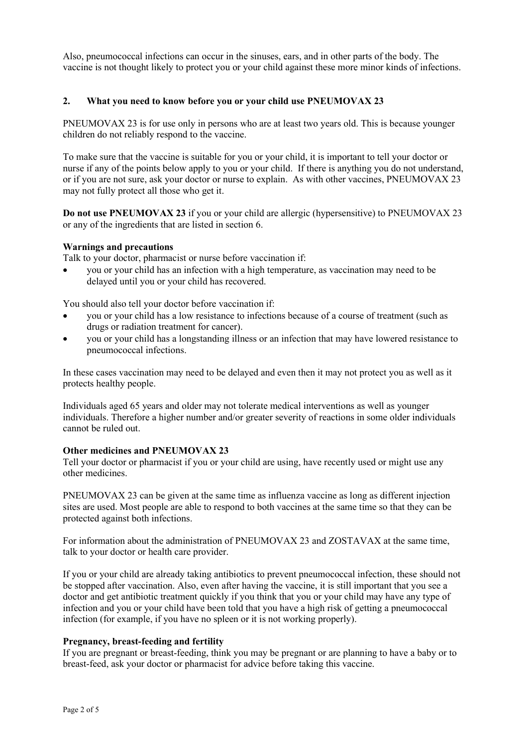Also, pneumococcal infections can occur in the sinuses, ears, and in other parts of the body. The vaccine is not thought likely to protect you or your child against these more minor kinds of infections.

## 2. What you need to know before you or your child use PNEUMOVAX 23

PNEUMOVAX 23 is for use only in persons who are at least two years old. This is because younger children do not reliably respond to the vaccine.

To make sure that the vaccine is suitable for you or your child, it is important to tell your doctor or nurse if any of the points below apply to you or your child. If there is anything you do not understand, or if you are not sure, ask your doctor or nurse to explain. As with other vaccines, PNEUMOVAX 23 may not fully protect all those who get it.

**Do not use PNEUMOVAX 23** if you or your child are allergic (hypersensitive) to PNEUMOVAX 23 or any of the ingredients that are listed in section 6.

**Warnings and precautions**

Talk to your doctor, pharmacist or nurse before vaccination if:

- you or your child has an infection with a high temperature, as vaccination may need to be delayed until you or your child has recovered.

You should also tell your doctor before vaccination if:

- you or your child has a low resistance to infections because of a course of treatment (such as drugs or radiation treatment for cancer).
- you or your child has a longstanding illness or an infection that may have lowered resistance to pneumococcal infections.

In these cases vaccination may need to be delayed and even then it may not protect you as well as it protects healthy people.

Individuals aged 65 years and older may not tolerate medical interventions as well as younger individuals. Therefore a higher number and/or greater severity of reactions in some older individuals cannot be ruled out.

**Other medicines and PNEUMOVAX 23**

Tell your doctor or pharmacist if you or your child are using, have recently used or might use any other medicines.

PNEUMOVAX 23 can be given at the same time as influenza vaccine as long as different injection sites are used. Most people are able to respond to both vaccines at the same time so that they can be protected against both infections.

For information about the administration of PNEUMOVAX 23 and ZOSTAVAX at the same time, talk to your doctor or health care provider.

If you or your child are already taking antibiotics to prevent pneumococcal infection, these should not be stopped after vaccination. Also, even after having the vaccine, it is still important that you see a doctor and get antibiotic treatment quickly if you think that you or your child may have any type of infection and you or your child have been told that you have a high risk of getting a pneumococcal infection (for example, if you have no spleen or it is not working properly).

**Pregnancy, breast-feeding and fertility**

If you are pregnant or breast-feeding, think you may be pregnant or are planning to have a baby or to breast-feed, ask your doctor or pharmacist for advice before taking this vaccine.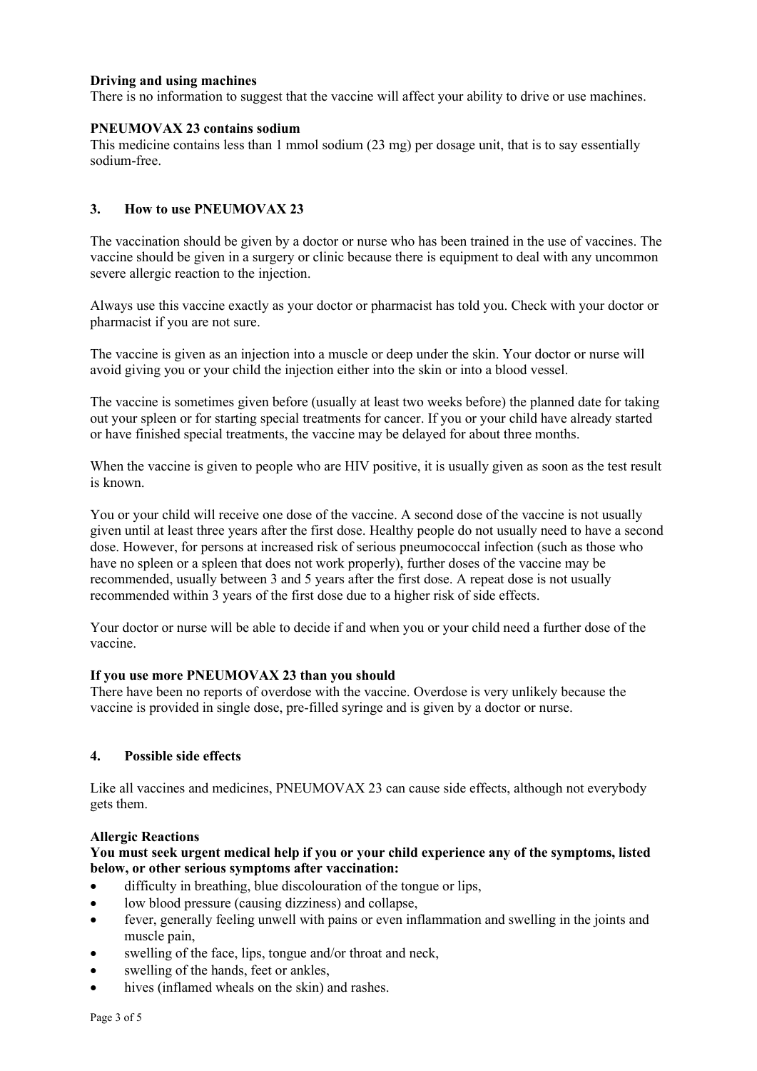**Driving and using machines**
There is no information to suggest that the vaccine will affect your ability to drive or use machines.

**PNEUMOVAX 23 contains sodium**
This medicine contains less than 1 mmol sodium (23 mg) per dosage unit, that is to say essentially sodium-free.

## 3. How to use PNEUMOVAX 23

The vaccination should be given by a doctor or nurse who has been trained in the use of vaccines. The vaccine should be given in a surgery or clinic because there is equipment to deal with any uncommon severe allergic reaction to the injection.

Always use this vaccine exactly as your doctor or pharmacist has told you. Check with your doctor or pharmacist if you are not sure.

The vaccine is given as an injection into a muscle or deep under the skin. Your doctor or nurse will avoid giving you or your child the injection either into the skin or into a blood vessel.

The vaccine is sometimes given before (usually at least two weeks before) the planned date for taking out your spleen or for starting special treatments for cancer. If you or your child have already started or have finished special treatments, the vaccine may be delayed for about three months.

When the vaccine is given to people who are HIV positive, it is usually given as soon as the test result is known.

You or your child will receive one dose of the vaccine. A second dose of the vaccine is not usually given until at least three years after the first dose. Healthy people do not usually need to have a second dose. However, for persons at increased risk of serious pneumococcal infection (such as those who have no spleen or a spleen that does not work properly), further doses of the vaccine may be recommended, usually between 3 and 5 years after the first dose. A repeat dose is not usually recommended within 3 years of the first dose due to a higher risk of side effects.

Your doctor or nurse will be able to decide if and when you or your child need a further dose of the vaccine.

**If you use more PNEUMOVAX 23 than you should**
There have been no reports of overdose with the vaccine. Overdose is very unlikely because the vaccine is provided in single dose, pre-filled syringe and is given by a doctor or nurse.

## 4. Possible side effects

Like all vaccines and medicines, PNEUMOVAX 23 can cause side effects, although not everybody gets them.

**Allergic Reactions**
**You must seek urgent medical help if you or your child experience any of the symptoms, listed below, or other serious symptoms after vaccination:**

- difficulty in breathing, blue discolouration of the tongue or lips,
- low blood pressure (causing dizziness) and collapse,
- fever, generally feeling unwell with pains or even inflammation and swelling in the joints and muscle pain,
- swelling of the face, lips, tongue and/or throat and neck,
- swelling of the hands, feet or ankles,
- hives (inflamed wheals on the skin) and rashes.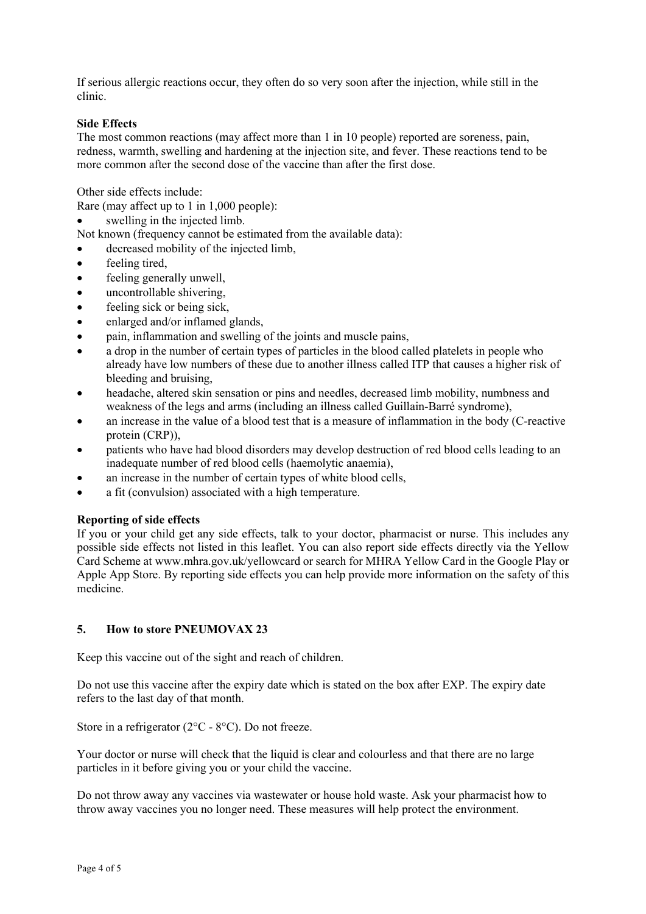If serious allergic reactions occur, they often do so very soon after the injection, while still in the clinic.

**Side Effects**

The most common reactions (may affect more than 1 in 10 people) reported are soreness, pain, redness, warmth, swelling and hardening at the injection site, and fever. These reactions tend to be more common after the second dose of the vaccine than after the first dose.

Other side effects include:

Rare (may affect up to 1 in 1,000 people):

- swelling in the injected limb.

Not known (frequency cannot be estimated from the available data):

- decreased mobility of the injected limb,
- feeling tired,
- feeling generally unwell,
- uncontrollable shivering,
- feeling sick or being sick,
- enlarged and/or inflamed glands,
- pain, inflammation and swelling of the joints and muscle pains,
- a drop in the number of certain types of particles in the blood called platelets in people who already have low numbers of these due to another illness called ITP that causes a higher risk of bleeding and bruising,
- headache, altered skin sensation or pins and needles, decreased limb mobility, numbness and weakness of the legs and arms (including an illness called Guillain-Barré syndrome),
- an increase in the value of a blood test that is a measure of inflammation in the body (C-reactive protein (CRP)),
- patients who have had blood disorders may develop destruction of red blood cells leading to an inadequate number of red blood cells (haemolytic anaemia),
- an increase in the number of certain types of white blood cells,
- a fit (convulsion) associated with a high temperature.

**Reporting of side effects**

If you or your child get any side effects, talk to your doctor, pharmacist or nurse. This includes any possible side effects not listed in this leaflet. You can also report side effects directly via the Yellow Card Scheme at www.mhra.gov.uk/yellowcard or search for MHRA Yellow Card in the Google Play or Apple App Store. By reporting side effects you can help provide more information on the safety of this medicine.

## 5. How to store PNEUMOVAX 23

Keep this vaccine out of the sight and reach of children.

Do not use this vaccine after the expiry date which is stated on the box after EXP. The expiry date refers to the last day of that month.

Store in a refrigerator (2°C - 8°C). Do not freeze.

Your doctor or nurse will check that the liquid is clear and colourless and that there are no large particles in it before giving you or your child the vaccine.

Do not throw away any vaccines via wastewater or house hold waste. Ask your pharmacist how to throw away vaccines you no longer need. These measures will help protect the environment.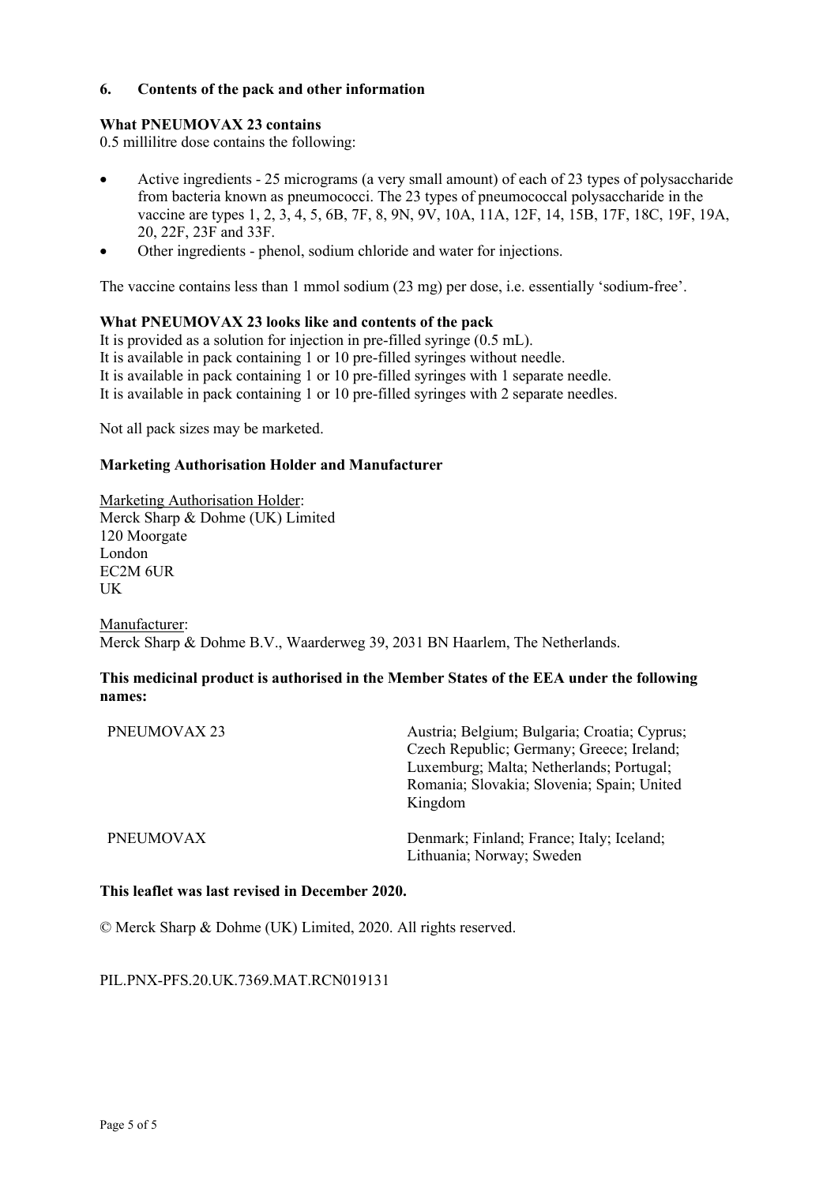## 6. Contents of the pack and other information

**What PNEUMOVAX 23 contains**

0.5 millilitre dose contains the following:

- Active ingredients - 25 micrograms (a very small amount) of each of 23 types of polysaccharide from bacteria known as pneumococci. The 23 types of pneumococcal polysaccharide in the vaccine are types 1, 2, 3, 4, 5, 6B, 7F, 8, 9N, 9V, 10A, 11A, 12F, 14, 15B, 17F, 18C, 19F, 19A, 20, 22F, 23F and 33F.
- Other ingredients - phenol, sodium chloride and water for injections.

The vaccine contains less than 1 mmol sodium (23 mg) per dose, i.e. essentially 'sodium-free'.

**What PNEUMOVAX 23 looks like and contents of the pack**

It is provided as a solution for injection in pre-filled syringe (0.5 mL).
It is available in pack containing 1 or 10 pre-filled syringes without needle.
It is available in pack containing 1 or 10 pre-filled syringes with 1 separate needle.
It is available in pack containing 1 or 10 pre-filled syringes with 2 separate needles.

Not all pack sizes may be marketed.

**Marketing Authorisation Holder and Manufacturer**

Marketing Authorisation Holder:
Merck Sharp & Dohme (UK) Limited
120 Moorgate
London
EC2M 6UR
UK

Manufacturer:
Merck Sharp & Dohme B.V., Waarderweg 39, 2031 BN Haarlem, The Netherlands.

**This medicinal product is authorised in the Member States of the EEA under the following names:**

| | |
|---|---|
| PNEUMOVAX 23 | Austria; Belgium; Bulgaria; Croatia; Cyprus; Czech Republic; Germany; Greece; Ireland; Luxemburg; Malta; Netherlands; Portugal; Romania; Slovakia; Slovenia; Spain; United Kingdom |
| PNEUMOVAX | Denmark; Finland; France; Italy; Iceland; Lithuania; Norway; Sweden |

**This leaflet was last revised in December 2020.**

© Merck Sharp & Dohme (UK) Limited, 2020. All rights reserved.

PIL.PNX-PFS.20.UK.7369.MAT.RCN019131